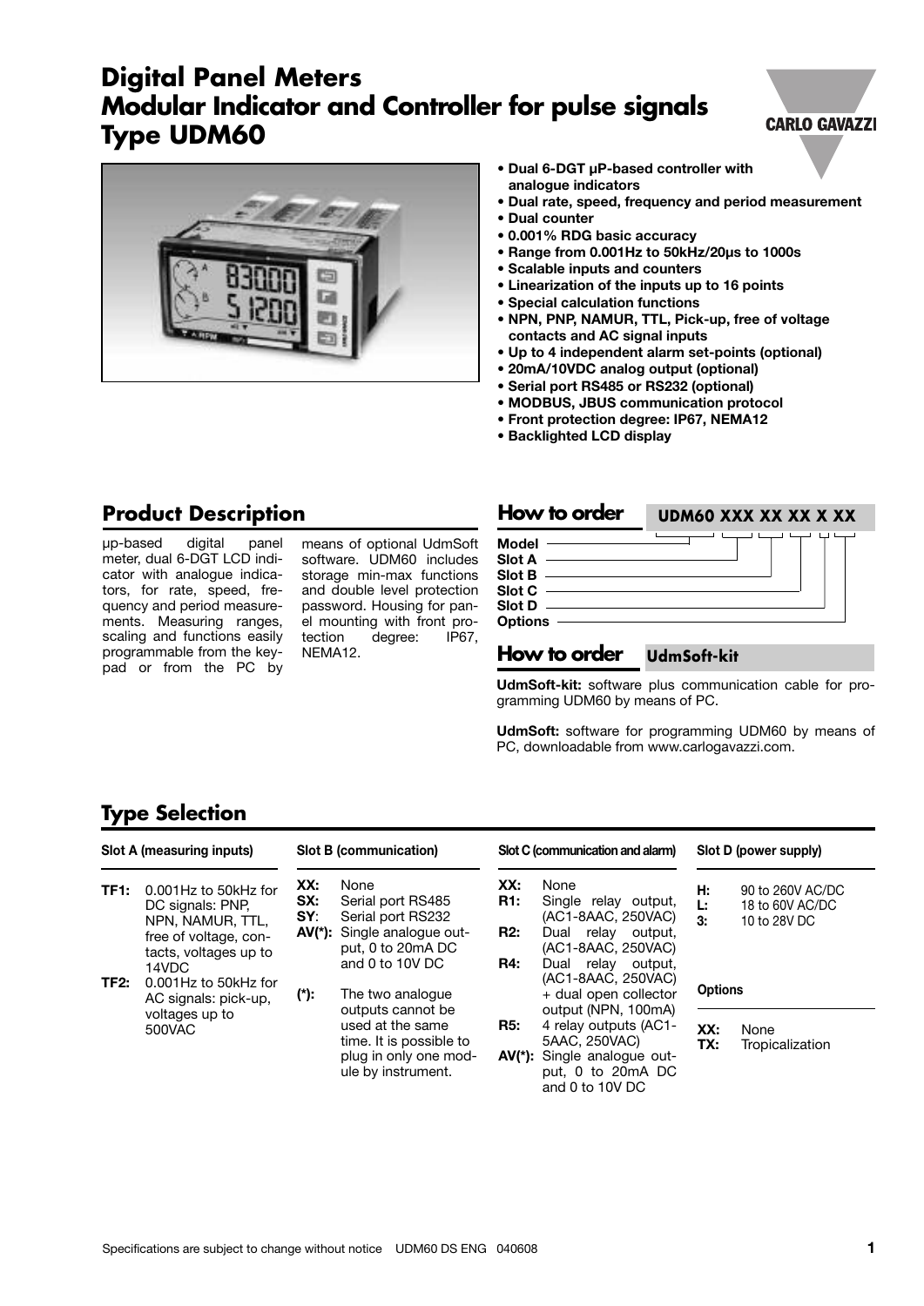# Digital Panel Meters
# Modular Indicator and Controller for pulse signals
# Type UDM60

- **Dual 6-DGT µP-based controller with analogue indicators**
- **Dual rate, speed, frequency and period measurement**
- **Dual counter**
- **0.001% RDG basic accuracy**
- **Range from 0.001Hz to 50kHz/20µs to 1000s**
- **Scalable inputs and counters**
- **Linearization of the inputs up to 16 points**
- **Special calculation functions**
- **NPN, PNP, NAMUR, TTL, Pick-up, free of voltage contacts and AC signal inputs**
- **Up to 4 independent alarm set-points (optional)**
- **20mA/10VDC analog output (optional)**
- **Serial port RS485 or RS232 (optional)**
- **MODBUS, JBUS communication protocol**
- **Front protection degree: IP67, NEMA12**
- **Backlighted LCD display**

## Product Description

µp-based digital panel meter, dual 6-DGT LCD indicator with analogue indicators, for rate, speed, frequency and period measurements. Measuring ranges, scaling and functions easily programmable from the keypad or from the PC by means of optional UdmSoft software. UDM60 includes storage min-max functions and double level protection password. Housing for panel mounting with front protection degree: IP67, NEMA12.

## How to order UDM60 XXX XX XX X XX

- **Model**
- **Slot A**
- **Slot B**
- **Slot C**
- **Slot D**
- **Options**

## How to order UdmSoft-kit

**UdmSoft-kit:** software plus communication cable for programming UDM60 by means of PC.

**UdmSoft:** software for programming UDM60 by means of PC, downloadable from www.carlogavazzi.com.

## Type Selection

**Slot A (measuring inputs)**

| | |
|---|---|
| **TF1:** | 0.001Hz to 50kHz for DC signals: PNP, NPN, NAMUR, TTL, free of voltage, contacts, voltages up to 14VDC |
| **TF2:** | 0.001Hz to 50kHz for AC signals: pick-up, voltages up to 500VAC |

**Slot B (communication)**

| | |
|---|---|
| **XX:** | None |
| **SX:** | Serial port RS485 |
| **SY**: | Serial port RS232 |
| **AV(\*):** | Single analogue output, 0 to 20mA DC and 0 to 10V DC |
| **(\*):** | The two analogue outputs cannot be used at the same time. It is possible to plug in only one module by instrument. |

**Slot C (communication and alarm)**

| | |
|---|---|
| **XX:** | None |
| **R1:** | Single relay output, (AC1-8AAC, 250VAC) |
| **R2:** | Dual relay output, (AC1-8AAC, 250VAC) |
| **R4:** | Dual relay output, (AC1-8AAC, 250VAC) + dual open collector output (NPN, 100mA) |
| **R5:** | 4 relay outputs (AC1-5AAC, 250VAC) |
| **AV(\*):** | Single analogue output, 0 to 20mA DC and 0 to 10V DC |

**Slot D (power supply)**

| | |
|---|---|
| **H:** | 90 to 260V AC/DC |
| **L:** | 18 to 60V AC/DC |
| **3:** | 10 to 28V DC |

**Options**

| | |
|---|---|
| **XX:** | None |
| **TX:** | Tropicalization |

Specifications are subject to change without notice UDM60 DS ENG 040608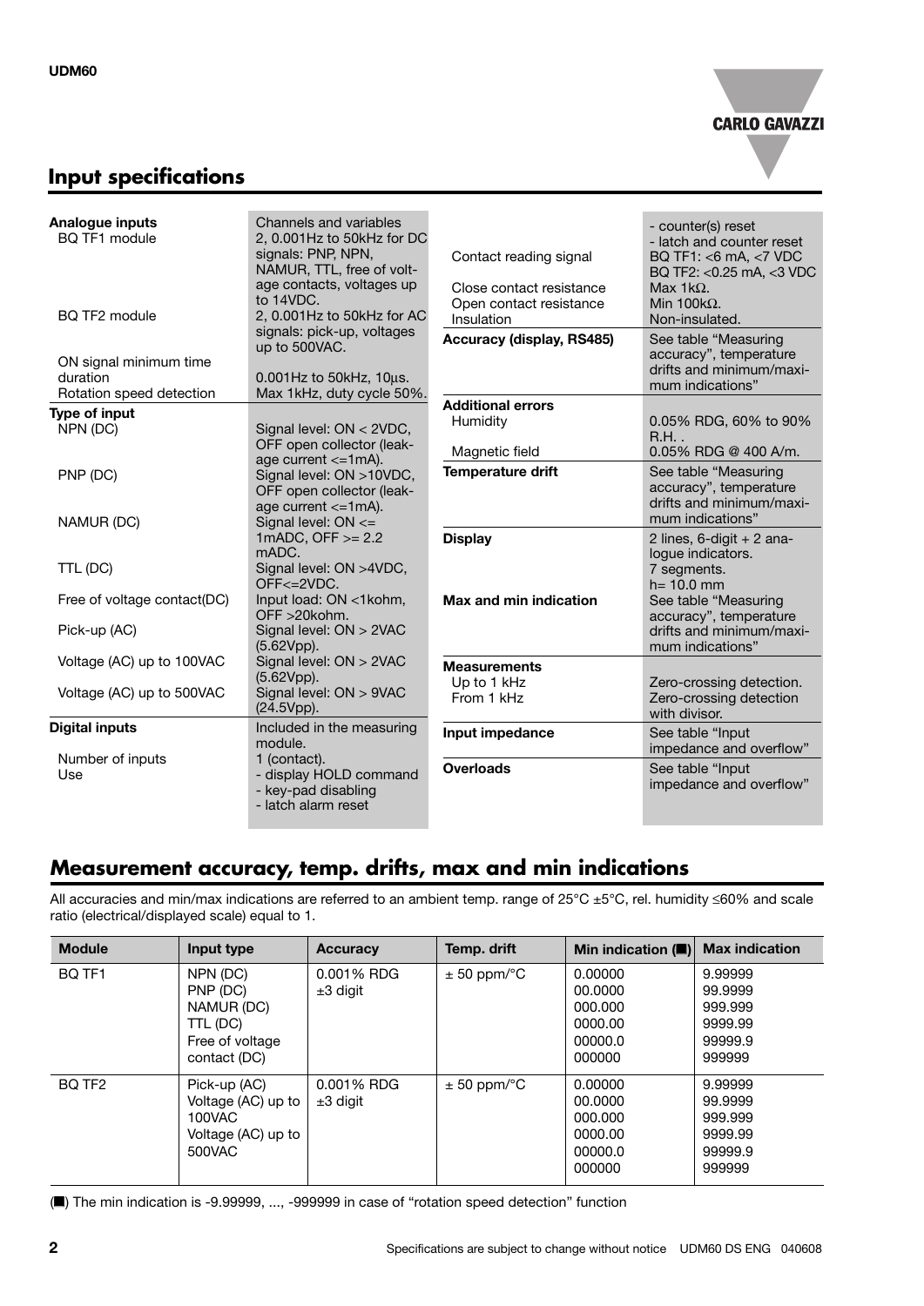## Input specifications

| | |
|---|---|
| **Analogue inputs** | Channels and variables |
| BQ TF1 module | 2, 0.001Hz to 50kHz for DC signals: PNP, NPN, NAMUR, TTL, free of voltage contacts, voltages up to 14VDC. |
| BQ TF2 module | 2, 0.001Hz to 50kHz for AC signals: pick-up, voltages up to 500VAC. |
| ON signal minimum time duration | 0.001Hz to 50kHz, 10µs. |
| Rotation speed detection | Max 1kHz, duty cycle 50%. |
| **Type of input** | |
| NPN (DC) | Signal level: ON < 2VDC, OFF open collector (leakage current <=1mA). |
| PNP (DC) | Signal level: ON >10VDC, OFF open collector (leakage current <=1mA). |
| NAMUR (DC) | Signal level: ON <= 1mADC, OFF >= 2.2 mADC. |
| TTL (DC) | Signal level: ON >4VDC, OFF<=2VDC. |
| Free of voltage contact(DC) | Input load: ON <1kohm, OFF >20kohm. |
| Pick-up (AC) | Signal level: ON > 2VAC (5.62Vpp). |
| Voltage (AC) up to 100VAC | Signal level: ON > 2VAC (5.62Vpp). |
| Voltage (AC) up to 500VAC | Signal level: ON > 9VAC (24.5Vpp). |
| **Digital inputs** | Included in the measuring module. |
| Number of inputs | 1 (contact). |
| Use | - display HOLD command<br>- key-pad disabling<br>- latch alarm reset<br>- counter(s) reset<br>- latch and counter reset |
| Contact reading signal | BQ TF1: <6 mA, <7 VDC<br>BQ TF2: <0.25 mA, <3 VDC |
| Close contact resistance | Max 1kΩ. |
| Open contact resistance | Min 100kΩ. |
| Insulation | Non-insulated. |
| **Accuracy (display, RS485)** | See table "Measuring accuracy", temperature drifts and minimum/maximum indications" |
| **Additional errors** | |
| Humidity | 0.05% RDG, 60% to 90% R.H. . |
| Magnetic field | 0.05% RDG @ 400 A/m. |
| **Temperature drift** | See table "Measuring accuracy", temperature drifts and minimum/maximum indications" |
| **Display** | 2 lines, 6-digit + 2 analogue indicators. 7 segments. h= 10.0 mm |
| **Max and min indication** | See table "Measuring accuracy", temperature drifts and minimum/maximum indications" |
| **Measurements** | |
| Up to 1 kHz | Zero-crossing detection. |
| From 1 kHz | Zero-crossing detection with divisor. |
| **Input impedance** | See table "Input impedance and overflow" |
| **Overloads** | See table "Input impedance and overflow" |

## Measurement accuracy, temp. drifts, max and min indications

All accuracies and min/max indications are referred to an ambient temp. range of 25°C ±5°C, rel. humidity ≤60% and scale ratio (electrical/displayed scale) equal to 1.

| Module | Input type | Accuracy | Temp. drift | Min indication (■) | Max indication |
|---|---|---|---|---|---|
| BQ TF1 | NPN (DC)<br>PNP (DC)<br>NAMUR (DC)<br>TTL (DC)<br>Free of voltage contact (DC) | 0.001% RDG ±3 digit | ± 50 ppm/°C | 0.00000<br>00.0000<br>000.000<br>0000.00<br>00000.0<br>000000 | 9.99999<br>99.9999<br>999.999<br>9999.99<br>99999.9<br>999999 |
| BQ TF2 | Pick-up (AC)<br>Voltage (AC) up to 100VAC<br>Voltage (AC) up to 500VAC | 0.001% RDG ±3 digit | ± 50 ppm/°C | 0.00000<br>00.0000<br>000.000<br>0000.00<br>00000.0<br>000000 | 9.99999<br>99.9999<br>999.999<br>9999.99<br>99999.9<br>999999 |

(■) The min indication is -9.99999, ..., -999999 in case of "rotation speed detection" function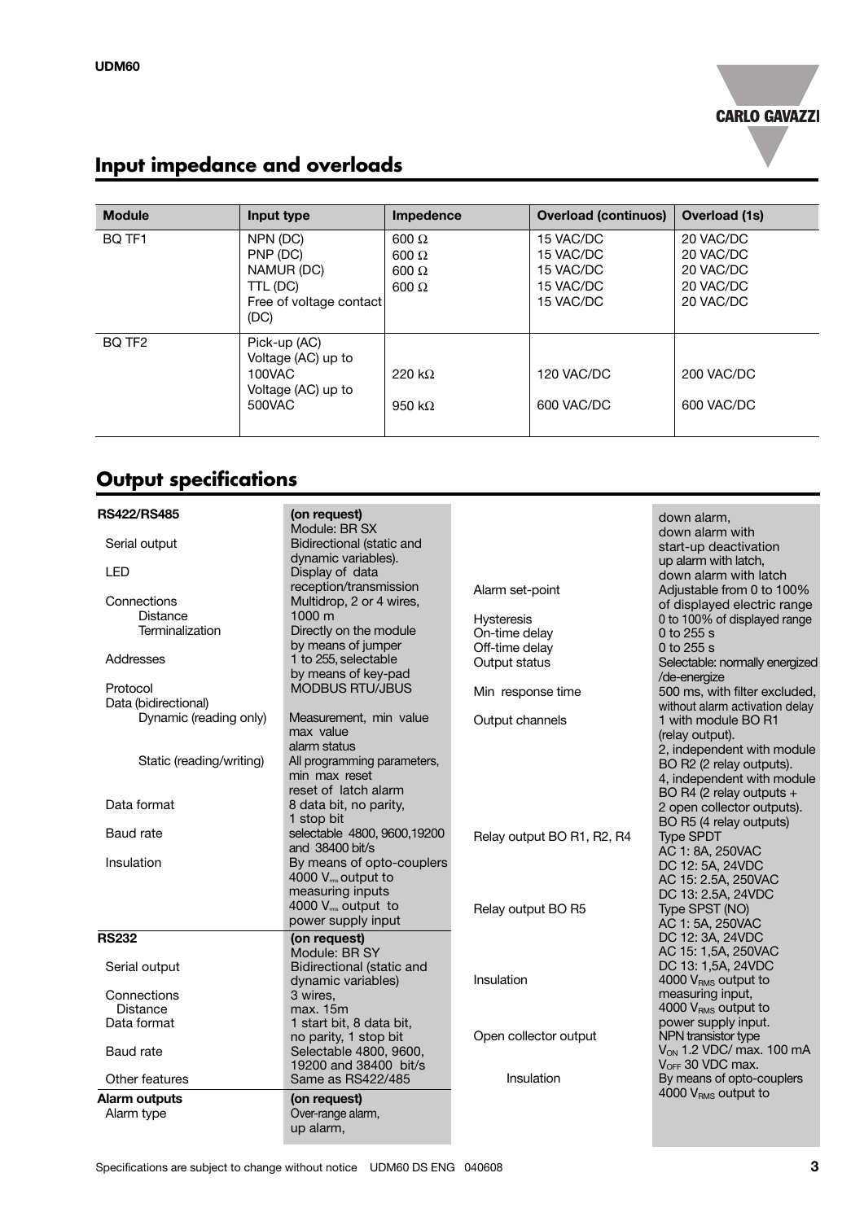## Input impedance and overloads

| Module | Input type | Impedence | Overload (continuos) | Overload (1s) |
|---|---|---|---|---|
| BQ TF1 | NPN (DC)<br>PNP (DC)<br>NAMUR (DC)<br>TTL (DC)<br>Free of voltage contact (DC) | 600 Ω<br>600 Ω<br>600 Ω<br>600 Ω | 15 VAC/DC<br>15 VAC/DC<br>15 VAC/DC<br>15 VAC/DC<br>15 VAC/DC | 20 VAC/DC<br>20 VAC/DC<br>20 VAC/DC<br>20 VAC/DC<br>20 VAC/DC |
| BQ TF2 | Pick-up (AC)<br>Voltage (AC) up to 100VAC<br>Voltage (AC) up to 500VAC | 220 kΩ<br>950 kΩ | 120 VAC/DC<br>600 VAC/DC | 200 VAC/DC<br>600 VAC/DC |

## Output specifications

| | |
|---|---|
| **RS422/RS485** | **(on request)** |
| | Module: BR SX |
| Serial output | Bidirectional (static and dynamic variables). |
| LED | Display of data reception/transmission |
| Connections | Multidrop, 2 or 4 wires, |
| Distance | 1000 m |
| Terminalization | Directly on the module by means of jumper |
| Addresses | 1 to 255, selectable by means of key-pad |
| Protocol | MODBUS RTU/JBUS |
| Data (bidirectional) | |
| Dynamic (reading only) | Measurement, min value max value alarm status |
| Static (reading/writing) | All programming parameters, min max reset reset of latch alarm |
| Data format | 8 data bit, no parity, 1 stop bit |
| Baud rate | selectable 4800, 9600,19200 and 38400 bit/s |
| Insulation | By means of opto-couplers 4000 $V_{rms}$ output to measuring inputs 4000 $V_{rms}$ output to power supply input |
| **RS232** | **(on request)** |
| | Module: BR SY |
| Serial output | Bidirectional (static and dynamic variables) |
| Connections | 3 wires, |
| Distance | max. 15m |
| Data format | 1 start bit, 8 data bit, no parity, 1 stop bit |
| Baud rate | Selectable 4800, 9600, 19200 and 38400 bit/s |
| Other features | Same as RS422/485 |
| **Alarm outputs** | **(on request)** |
| Alarm type | Over-range alarm, up alarm, down alarm, down alarm with start-up deactivation up alarm with latch, down alarm with latch |
| Alarm set-point | Adjustable from 0 to 100% of displayed electric range |
| Hysteresis | 0 to 100% of displayed range |
| On-time delay | 0 to 255 s |
| Off-time delay | 0 to 255 s |
| Output status | Selectable: normally energized /de-energize |
| Min response time | 500 ms, with filter excluded, without alarm activation delay |
| Output channels | 1 with module BO R1 (relay output). 2, independent with module BO R2 (2 relay outputs). 4, independent with module BO R4 (2 relay outputs + 2 open collector outputs). BO R5 (4 relay outputs) |
| Relay output BO R1, R2, R4 | Type SPDT AC 1: 8A, 250VAC DC 12: 5A, 24VDC AC 15: 2.5A, 250VAC DC 13: 2.5A, 24VDC |
| Relay output BO R5 | Type SPST (NO) AC 1: 5A, 250VAC DC 12: 3A, 24VDC AC 15: 1,5A, 250VAC DC 13: 1,5A, 24VDC |
| Insulation | 4000 $V_{RMS}$ output to measuring input, 4000 $V_{RMS}$ output to power supply input. |
| Open collector output | NPN transistor type $V_{ON}$ 1.2 VDC/ max. 100 mA $V_{OFF}$ 30 VDC max. |
| Insulation | By means of opto-couplers 4000 $V_{RMS}$ output to |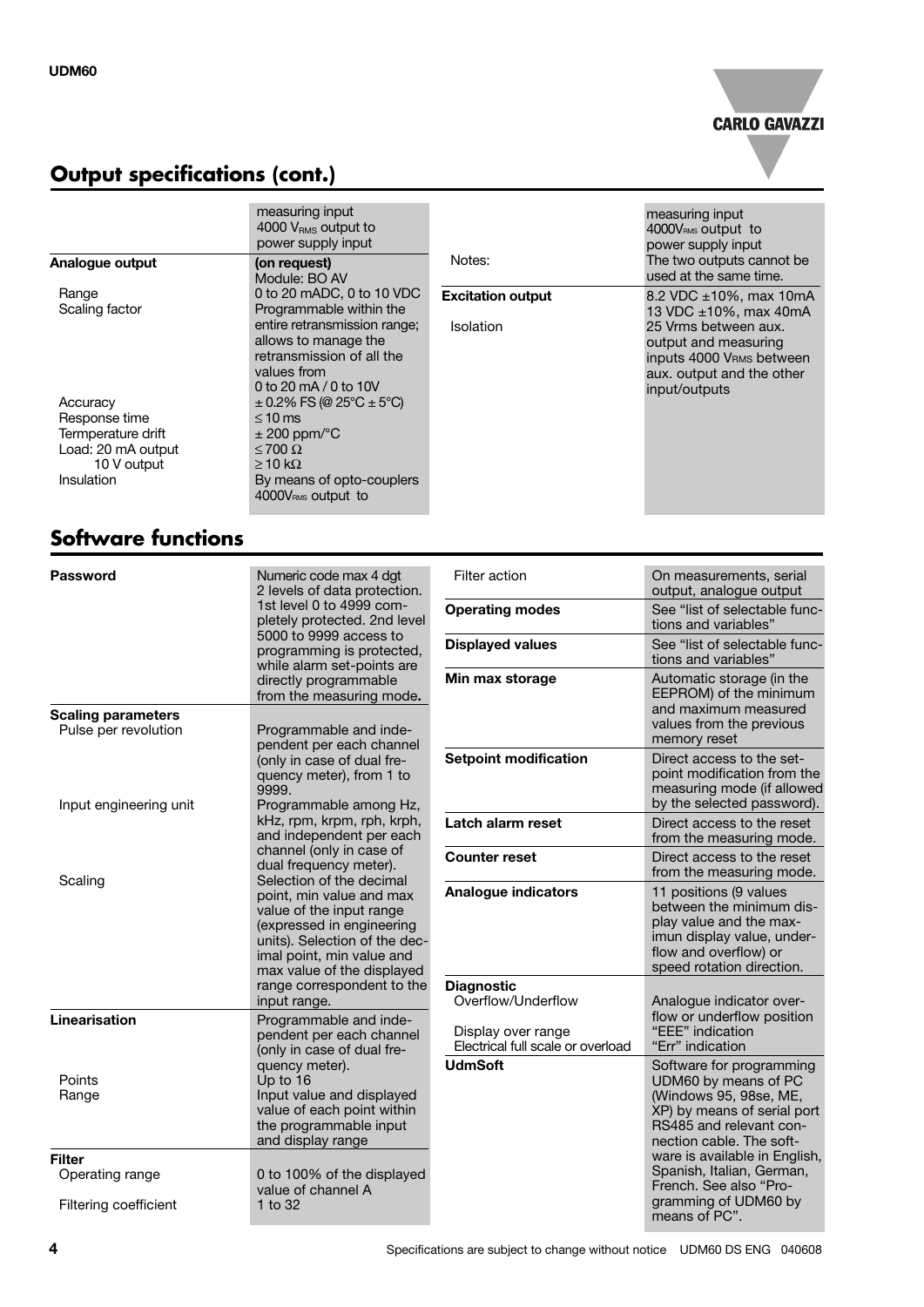## Output specifications (cont.)

| | |
|---|---|
| | measuring input 4000 $V_{RMS}$ output to power supply input |
| **Analogue output** | **(on request)** Module: BO AV |
| Range | 0 to 20 mADC, 0 to 10 VDC |
| Scaling factor | Programmable within the entire retransmission range; allows to manage the retransmission of all the values from 0 to 20 mA / 0 to 10V |
| Accuracy | ± 0.2% FS (@ 25°C ± 5°C) |
| Response time | ≤ 10 ms |
| Termperature drift | ± 200 ppm/°C |
| Load: 20 mA output | ≤ 700 Ω |
| 10 V output | ≥ 10 kΩ |
| Insulation | By means of opto-couplers 4000$V_{RMS}$ output to |

| | |
|---|---|
| | measuring input 4000$V_{RMS}$ output to power supply input |
| Notes: | The two outputs cannot be used at the same time. |
| **Excitation output** | 8.2 VDC ±10%, max 10mA 13 VDC ±10%, max 40mA |
| Isolation | 25 Vrms between aux. output and measuring inputs 4000 $V_{RMS}$ between aux. output and the other input/outputs |

## Software functions

| | |
|---|---|
| **Password** | Numeric code max 4 dgt 2 levels of data protection. 1st level 0 to 4999 completely protected. 2nd level 5000 to 9999 access to programming is protected, while alarm set-points are directly programmable from the measuring mode**.** |
| **Scaling parameters** | |
| Pulse per revolution | Programmable and independent per each channel (only in case of dual frequency meter), from 1 to 9999. |
| Input engineering unit | Programmable among Hz, kHz, rpm, krpm, rph, krph, and independent per each channel (only in case of dual frequency meter). |
| Scaling | Selection of the decimal point, min value and max value of the input range (expressed in engineering units). Selection of the decimal point, min value and max value of the displayed range correspondent to the input range. |
| **Linearisation** | Programmable and independent per each channel (only in case of dual frequency meter). |
| Points | Up to 16 |
| Range | Input value and displayed value of each point within the programmable input and display range |
| **Filter** | |
| Operating range | 0 to 100% of the displayed value of channel A |
| Filtering coefficient | 1 to 32 |

| | |
|---|---|
| Filter action | On measurements, serial output, analogue output |
| **Operating modes** | See "list of selectable functions and variables" |
| **Displayed values** | See "list of selectable functions and variables" |
| **Min max storage** | Automatic storage (in the EEPROM) of the minimum and maximum measured values from the previous memory reset |
| **Setpoint modification** | Direct access to the setpoint modification from the measuring mode (if allowed by the selected password). |
| **Latch alarm reset** | Direct access to the reset from the measuring mode. |
| **Counter reset** | Direct access to the reset from the measuring mode. |
| **Analogue indicators** | 11 positions (9 values between the minimum display value and the maximun display value, underflow and overflow) or speed rotation direction. |
| **Diagnostic** | |
| Overflow/Underflow | Analogue indicator overflow or underflow position |
| Display over range | "EEE" indication |
| Electrical full scale or overload | "Err" indication |
| **UdmSoft** | Software for programming UDM60 by means of PC (Windows 95, 98se, ME, XP) by means of serial port RS485 and relevant connection cable. The software is available in English, Spanish, Italian, German, French. See also "Programming of UDM60 by means of PC". |

Specifications are subject to change without notice UDM60 DS ENG 040608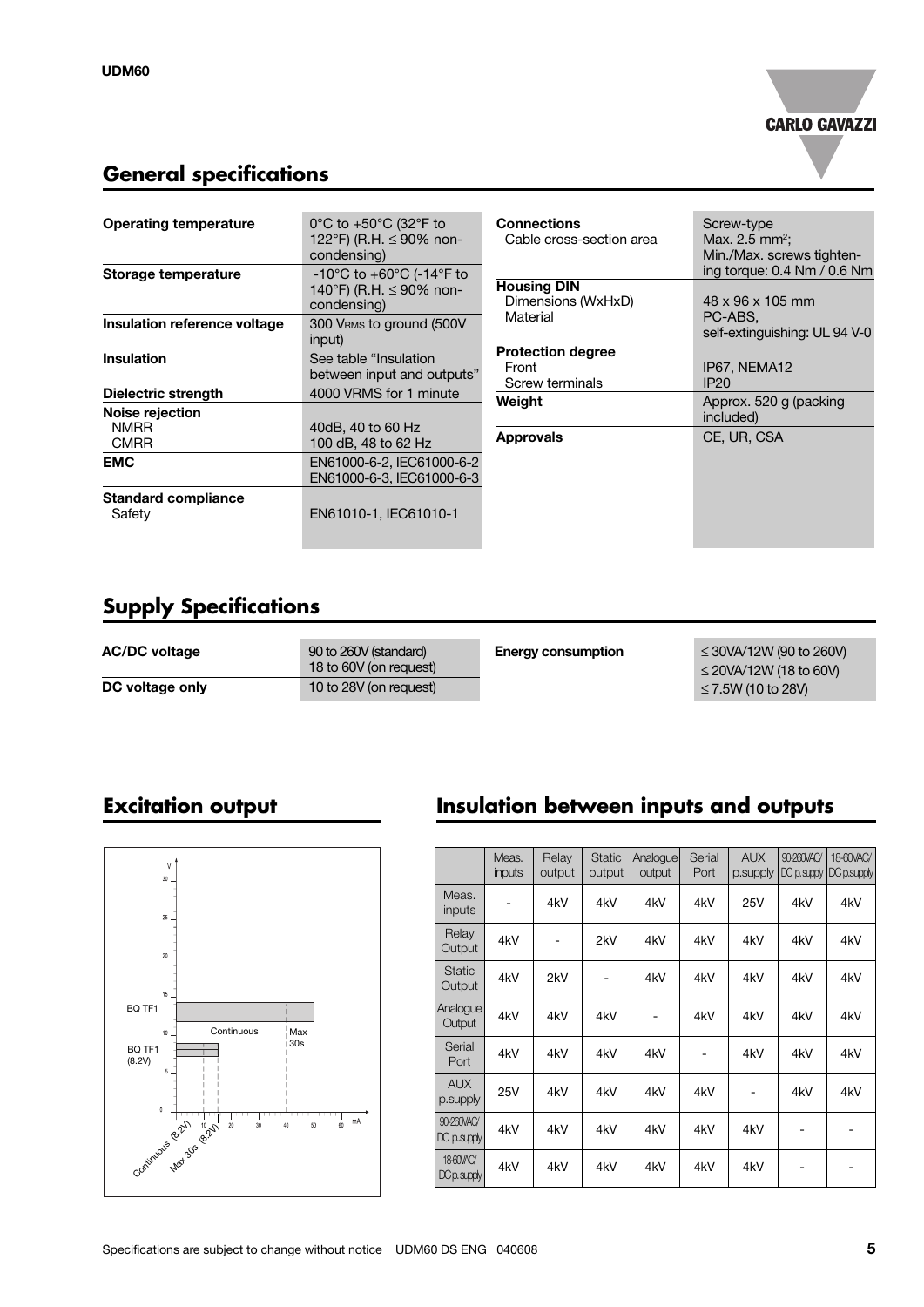## General specifications

| | |
|---|---|
| **Operating temperature** | 0°C to +50°C (32°F to 122°F) (R.H. ≤ 90% non-condensing) |
| **Storage temperature** | -10°C to +60°C (-14°F to 140°F) (R.H. ≤ 90% non-condensing) |
| **Insulation reference voltage** | 300 $V_{RMS}$ to ground (500V input) |
| **Insulation** | See table "Insulation between input and outputs" |
| **Dielectric strength** | 4000 VRMS for 1 minute |
| **Noise rejection** | |
| NMRR | 40dB, 40 to 60 Hz |
| CMRR | 100 dB, 48 to 62 Hz |
| **EMC** | EN61000-6-2, IEC61000-6-2 EN61000-6-3, IEC61000-6-3 |
| **Standard compliance** | |
| Safety | EN61010-1, IEC61010-1 |

| | |
|---|---|
| **Connections** | Screw-type |
| Cable cross-section area | Max. 2.5 mm²; Min./Max. screws tightening torque: 0.4 Nm / 0.6 Nm |
| **Housing DIN** | |
| Dimensions (WxHxD) | 48 x 96 x 105 mm |
| Material | PC-ABS, self-extinguishing: UL 94 V-0 |
| **Protection degree** | |
| Front | IP67, NEMA12 |
| Screw terminals | IP20 |
| **Weight** | Approx. 520 g (packing included) |
| **Approvals** | CE, UR, CSA |

## Supply Specifications

| | |
|---|---|
| **AC/DC voltage** | 90 to 260V (standard) 18 to 60V (on request) |
| **DC voltage only** | 10 to 28V (on request) |

| | |
|---|---|
| **Energy consumption** | ≤ 30VA/12W (90 to 260V) ≤ 20VA/12W (18 to 60V) ≤ 7.5W (10 to 28V) |

## Excitation output

## Insulation between inputs and outputs

| | Meas. inputs | Relay output | Static output | Analogue output | Serial Port | AUX p.supply | 90-260VAC/ DC p.supply | 18-60VAC/ DC p.supply |
|---|---|---|---|---|---|---|---|---|
| Meas. inputs | - | 4kV | 4kV | 4kV | 4kV | 25V | 4kV | 4kV |
| Relay Output | 4kV | - | 2kV | 4kV | 4kV | 4kV | 4kV | 4kV |
| Static Output | 4kV | 2kV | - | 4kV | 4kV | 4kV | 4kV | 4kV |
| Analogue Output | 4kV | 4kV | 4kV | - | 4kV | 4kV | 4kV | 4kV |
| Serial Port | 4kV | 4kV | 4kV | 4kV | - | 4kV | 4kV | 4kV |
| AUX p.supply | 25V | 4kV | 4kV | 4kV | 4kV | - | 4kV | 4kV |
| 90-260VAC/ DC p.supply | 4kV | 4kV | 4kV | 4kV | 4kV | 4kV | - | - |
| 18-60VAC/ DC p.supply | 4kV | 4kV | 4kV | 4kV | 4kV | 4kV | - | - |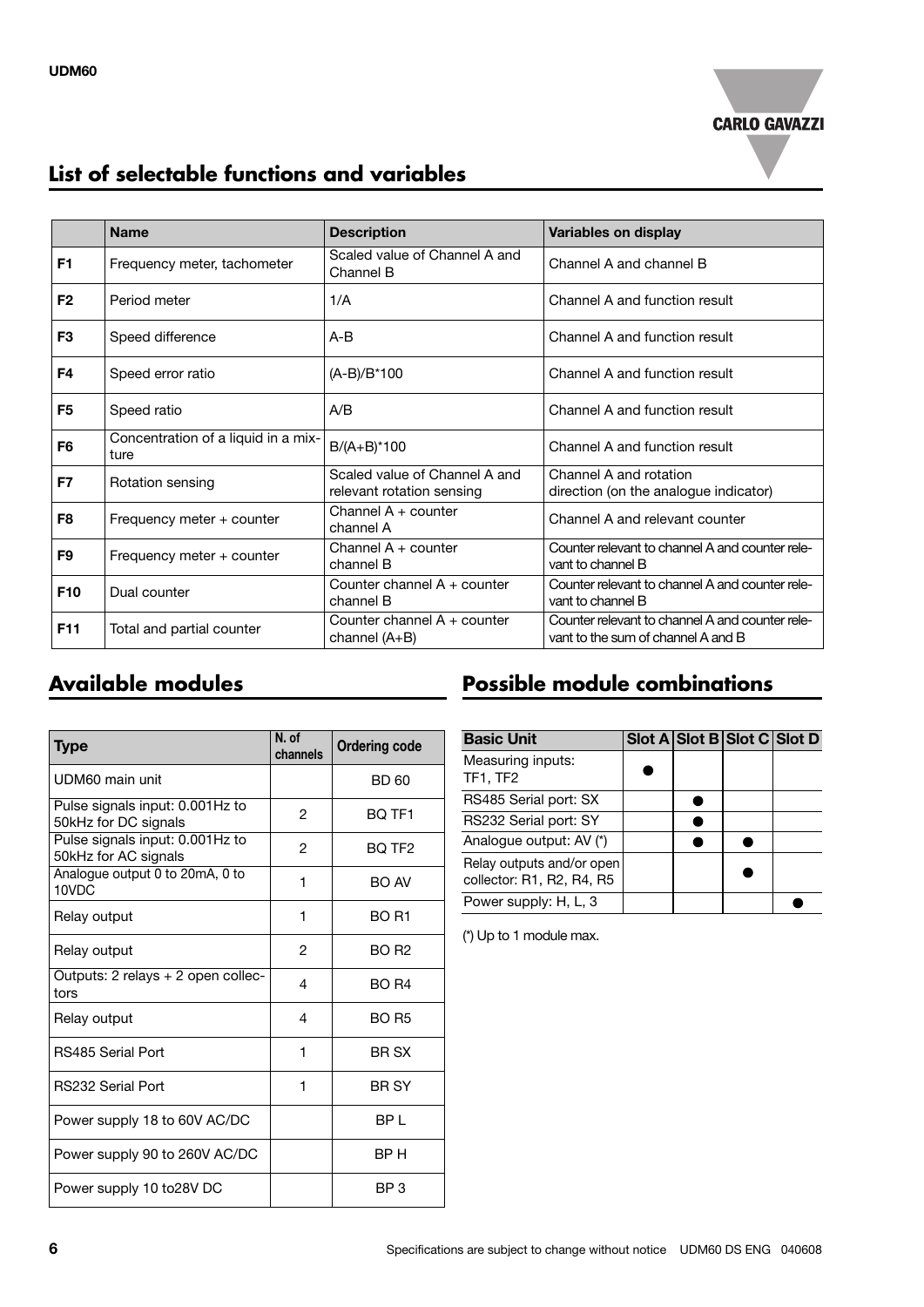## List of selectable functions and variables

| | Name | Description | Variables on display |
|---|---|---|---|
| **F1** | Frequency meter, tachometer | Scaled value of Channel A and Channel B | Channel A and channel B |
| **F2** | Period meter | 1/A | Channel A and function result |
| **F3** | Speed difference | A-B | Channel A and function result |
| **F4** | Speed error ratio | (A-B)/B*100 | Channel A and function result |
| **F5** | Speed ratio | A/B | Channel A and function result |
| **F6** | Concentration of a liquid in a mixture | B/(A+B)*100 | Channel A and function result |
| **F7** | Rotation sensing | Scaled value of Channel A and relevant rotation sensing | Channel A and rotation direction (on the analogue indicator) |
| **F8** | Frequency meter + counter | Channel A + counter channel A | Channel A and relevant counter |
| **F9** | Frequency meter + counter | Channel A + counter channel B | Counter relevant to channel A and counter relevant to channel B |
| **F10** | Dual counter | Counter channel A + counter channel B | Counter relevant to channel A and counter relevant to channel B |
| **F11** | Total and partial counter | Counter channel A + counter channel (A+B) | Counter relevant to channel A and counter relevant to the sum of channel A and B |

## Available modules

| Type | N. of channels | Ordering code |
|---|---|---|
| UDM60 main unit | | BD 60 |
| Pulse signals input: 0.001Hz to 50kHz for DC signals | 2 | BQ TF1 |
| Pulse signals input: 0.001Hz to 50kHz for AC signals | 2 | BQ TF2 |
| Analogue output 0 to 20mA, 0 to 10VDC | 1 | BO AV |
| Relay output | 1 | BO R1 |
| Relay output | 2 | BO R2 |
| Outputs: 2 relays + 2 open collectors | 4 | BO R4 |
| Relay output | 4 | BO R5 |
| RS485 Serial Port | 1 | BR SX |
| RS232 Serial Port | 1 | BR SY |
| Power supply 18 to 60V AC/DC | | BP L |
| Power supply 90 to 260V AC/DC | | BP H |
| Power supply 10 to28V DC | | BP 3 |

## Possible module combinations

| Basic Unit | Slot A | Slot B | Slot C | Slot D |
|---|---|---|---|---|
| Measuring inputs: TF1, TF2 | ● | | | |
| RS485 Serial port: SX | | ● | | |
| RS232 Serial port: SY | | ● | | |
| Analogue output: AV (*) | | ● | ● | |
| Relay outputs and/or open collector: R1, R2, R4, R5 | | | ● | |
| Power supply: H, L, 3 | | | | ● |

(*) Up to 1 module max.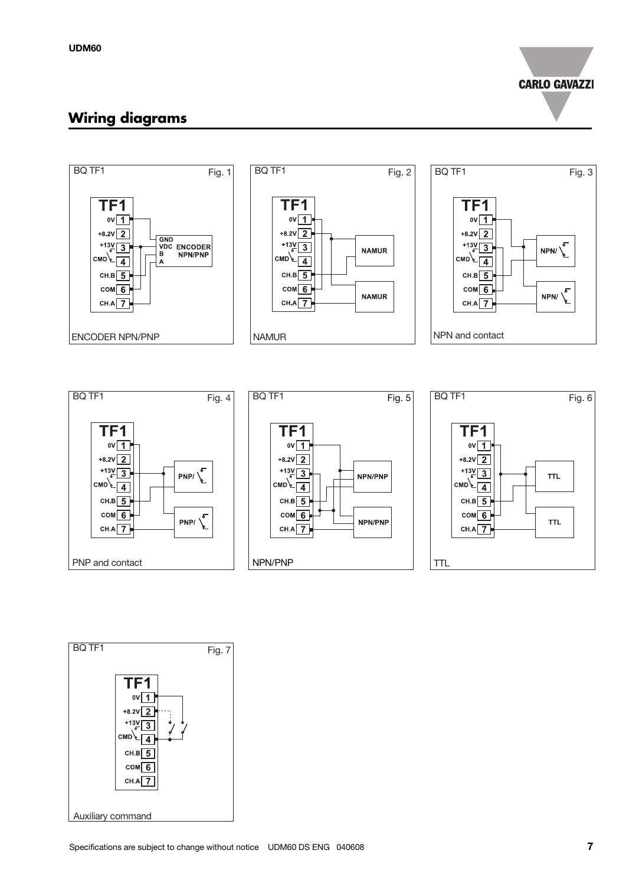## Wiring diagrams

BQ TF1 — Fig. 1

TF1: 0V 1, +8.2V 2, +13V 3, CMD 4, CH.B 5, COM 6, CH.A 7

GND VDC B A — ENCODER NPN/PNP

ENCODER NPN/PNP

BQ TF1 — Fig. 2

TF1: 0V 1, +8.2V 2, +13V 3, CMD 4, CH.B 5, COM 6, CH.A 7

NAMUR, NAMUR

NAMUR

BQ TF1 — Fig. 3

TF1: 0V 1, +8.2V 2, +13V 3, CMD 4, CH.B 5, COM 6, CH.A 7

NPN/, NPN/

NPN and contact

BQ TF1 — Fig. 4

TF1: 0V 1, +8.2V 2, +13V 3, CMD 4, CH.B 5, COM 6, CH.A 7

PNP/, PNP/

PNP and contact

BQ TF1 — Fig. 5

TF1: 0V 1, +8.2V 2, +13V 3, CMD 4, CH.B 5, COM 6, CH.A 7

NPN/PNP, NPN/PNP

NPN/PNP

BQ TF1 — Fig. 6

TF1: 0V 1, +8.2V 2, +13V 3, CMD 4, CH.B 5, COM 6, CH.A 7

TTL, TTL

TTL

BQ TF1 — Fig. 7

TF1: 0V 1, +8.2V 2, +13V 3, CMD 4, CH.B 5, COM 6, CH.A 7

Auxiliary command

Specifications are subject to change without notice UDM60 DS ENG 040608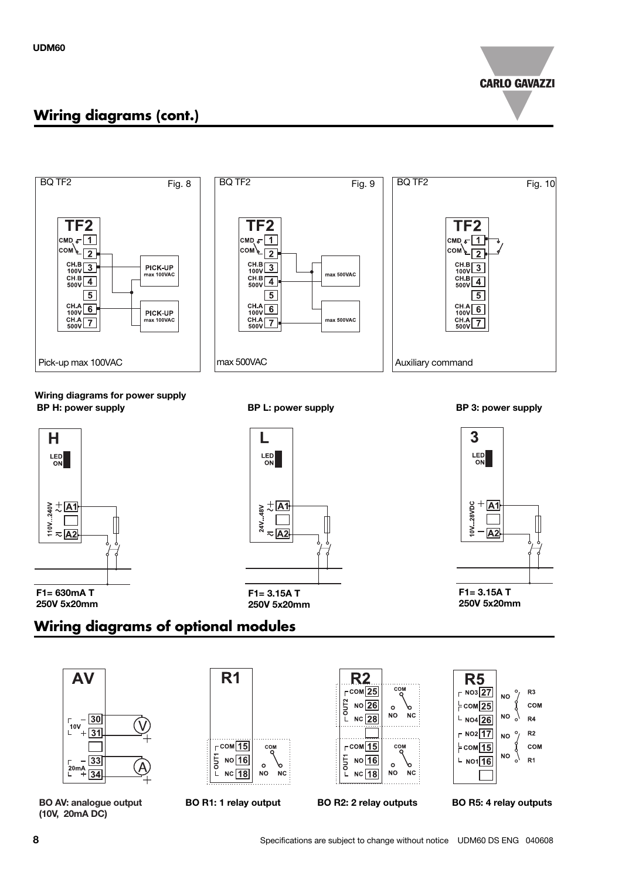## Wiring diagrams (cont.)

BQ TF2 — Fig. 8

TF2
CMD 1
COM 2
CH.B 100V 3
CH.B 500V 4
5
CH.A 100V 6
CH.A 500V 7

PICK-UP max 100VAC
PICK-UP max 100VAC

Pick-up max 100VAC

BQ TF2 — Fig. 9

TF2
CMD 1
COM 2
CH.B 100V 3
CH.B 500V 4
5
CH.A 100V 6
CH.A 500V 7

max 500VAC
max 500VAC

max 500VAC

BQ TF2 — Fig. 10

TF2
CMD 1
COM 2
CH.B 100V 3
CH.B 500V 4
5
CH.A 100V 6
CH.A 500V 7

Auxiliary command

**Wiring diagrams for power supply**

**BP H: power supply**

H
LED ON
110V...240V ~ A1
A2

**F1= 630mA T 250V 5x20mm**

**BP L: power supply**

L
LED ON
24V...48V ~ A1
A2

**F1= 3.15A T 250V 5x20mm**

**BP 3: power supply**

3
LED ON
10V...28VDC + A1
− A2

**F1= 3.15A T 250V 5x20mm**

## Wiring diagrams of optional modules

AV
10V − 30, + 31 (V)
20mA − 33, + 34 (A)

**BO AV: analogue output (10V, 20mA DC)**

R1
OUT1: COM 15, NO 16, NC 18

**BO R1: 1 relay output**

R2
OUT2: COM 25, NO 26, NC 28
OUT1: COM 15, NO 16, NC 18

**BO R2: 2 relay outputs**

R5
NO3 27, COM 25, NO4 26 (R3, COM, R4)
NO2 17, COM 15, NO1 16 (R2, COM, R1)

**BO R5: 4 relay outputs**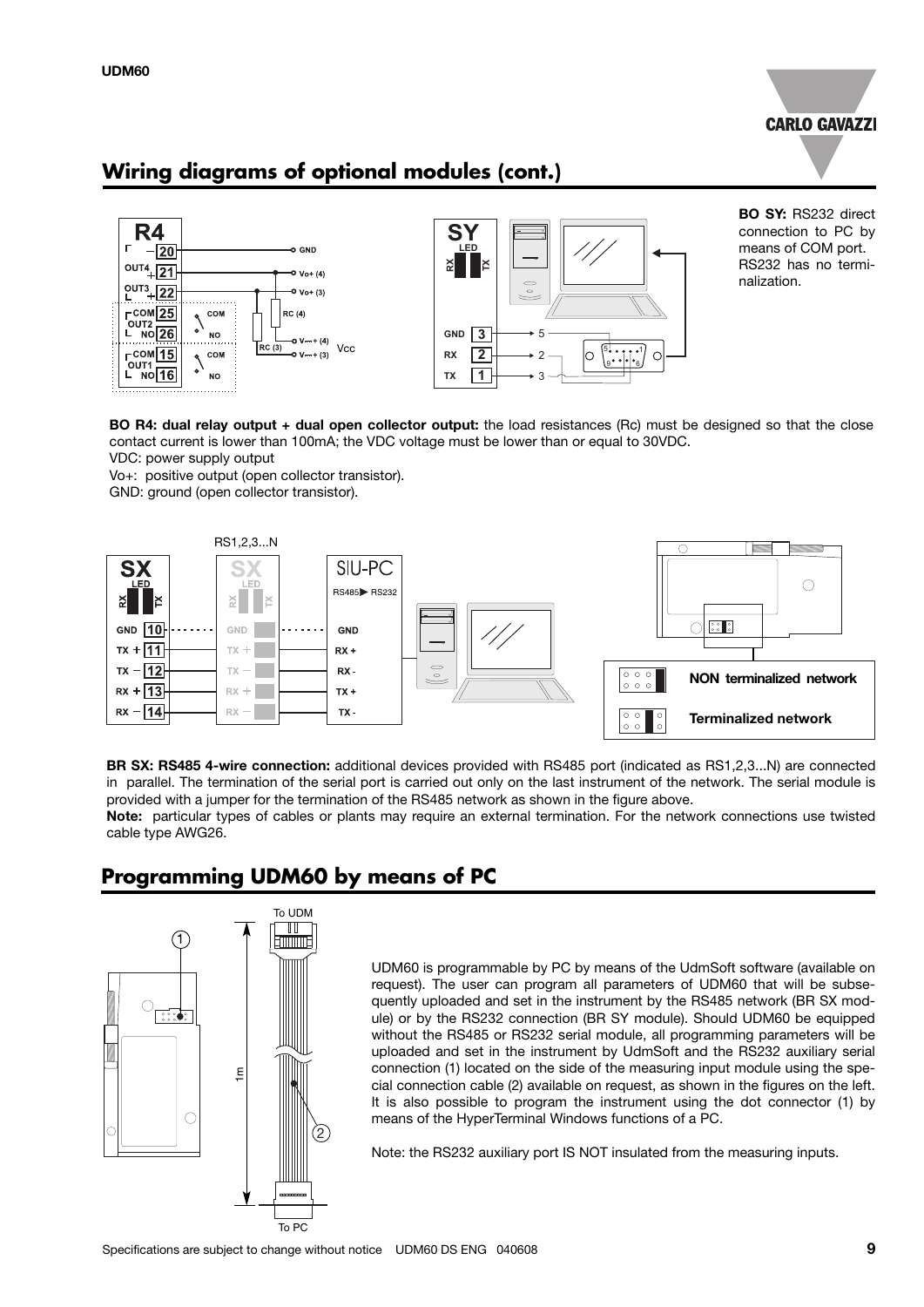## Wiring diagrams of optional modules (cont.)

**BO SY:** RS232 direct connection to PC by means of COM port. RS232 has no terminalization.

**BO R4: dual relay output + dual open collector output:** the load resistances (Rc) must be designed so that the close contact current is lower than 100mA; the VDC voltage must be lower than or equal to 30VDC.

VDC: power supply output

Vo+: positive output (open collector transistor).

GND: ground (open collector transistor).

**BR SX: RS485 4-wire connection:** additional devices provided with RS485 port (indicated as RS1,2,3...N) are connected in parallel. The termination of the serial port is carried out only on the last instrument of the network. The serial module is provided with a jumper for the termination of the RS485 network as shown in the figure above.

**Note:** particular types of cables or plants may require an external termination. For the network connections use twisted cable type AWG26.

## Programming UDM60 by means of PC

UDM60 is programmable by PC by means of the UdmSoft software (available on request). The user can program all parameters of UDM60 that will be subsequently uploaded and set in the instrument by the RS485 network (BR SX module) or by the RS232 connection (BR SY module). Should UDM60 be equipped without the RS485 or RS232 serial module, all programming parameters will be uploaded and set in the instrument by UdmSoft and the RS232 auxiliary serial connection (1) located on the side of the measuring input module using the special connection cable (2) available on request, as shown in the figures on the left. It is also possible to program the instrument using the dot connector (1) by means of the HyperTerminal Windows functions of a PC.

Note: the RS232 auxiliary port IS NOT insulated from the measuring inputs.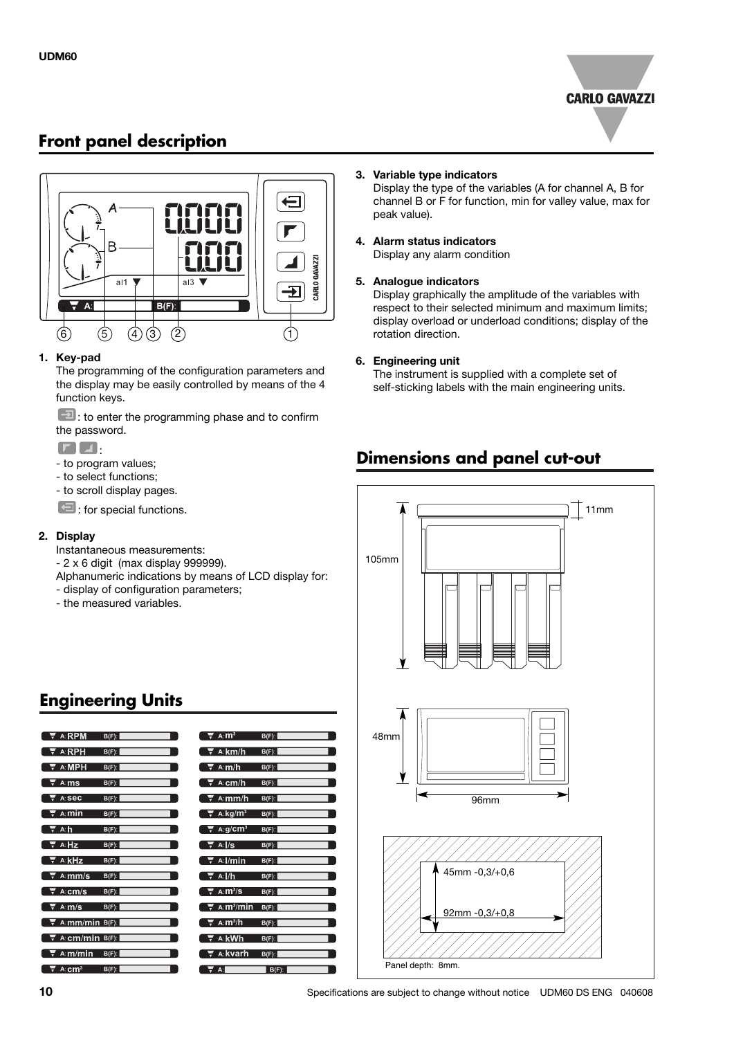## Front panel description

1. **Key-pad**
   The programming of the configuration parameters and the display may be easily controlled by means of the 4 function keys.

   : to enter the programming phase and to confirm the password.

   :
   - to program values;
   - to select functions;
   - to scroll display pages.

   : for special functions.

2. **Display**
   Instantaneous measurements:
   - 2 x 6 digit (max display 999999).

   Alphanumeric indications by means of LCD display for:
   - display of configuration parameters;
   - the measured variables.

3. **Variable type indicators**
   Display the type of the variables (A for channel A, B for channel B or F for function, min for valley value, max for peak value).

4. **Alarm status indicators**
   Display any alarm condition

5. **Analogue indicators**
   Display graphically the amplitude of the variables with respect to their selected minimum and maximum limits; display overload or underload conditions; display of the rotation direction.

6. **Engineering unit**
   The instrument is supplied with a complete set of self-sticking labels with the main engineering units.

## Engineering Units

| | |
|---|---|
| A: RPM B(F): | A: $m^3$ B(F): |
| A: RPH B(F): | A: km/h B(F): |
| A: MPH B(F): | A: m/h B(F): |
| A: ms B(F): | A: cm/h B(F): |
| A: sec B(F): | A: mm/h B(F): |
| A: min B(F): | A: $kg/m^3$ B(F): |
| A: h B(F): | A: $g/cm^3$ B(F): |
| A: Hz B(F): | A: l/s B(F): |
| A: kHz B(F): | A: l/min B(F): |
| A: mm/s B(F): | A: l/h B(F): |
| A: cm/s B(F): | A: $m^3/s$ B(F): |
| A: m/s B(F): | A: $m^3/min$ B(F): |
| A: mm/min B(F): | A: $m^3/h$ B(F): |
| A: cm/min B(F): | A: kWh B(F): |
| A: m/min B(F): | A: kvarh B(F): |
| A: $cm^3$ B(F): | A: B(F): |

## Dimensions and panel cut-out

11mm

105mm

48mm

96mm

45mm -0,3/+0,6

92mm -0,3/+0,8

Panel depth: 8mm.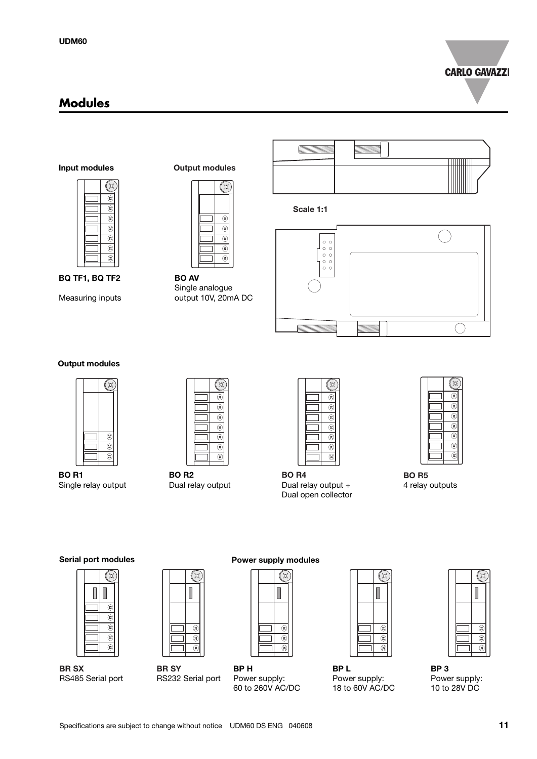## Modules

**Input modules**

**BQ TF1, BQ TF2**

Measuring inputs

**Output modules**

**BO AV**
Single analogue output 10V, 20mA DC

Scale 1:1

**Output modules**

**BO R1**
Single relay output

**BO R2**
Dual relay output

**BO R4**
Dual relay output + Dual open collector

**BO R5**
4 relay outputs

**Serial port modules**

**BR SX**
RS485 Serial port

**BR SY**
RS232 Serial port

**Power supply modules**

**BP H**
Power supply:
60 to 260V AC/DC

**BP L**
Power supply:
18 to 60V AC/DC

**BP 3**
Power supply:
10 to 28V DC

Specifications are subject to change without notice UDM60 DS ENG 040608